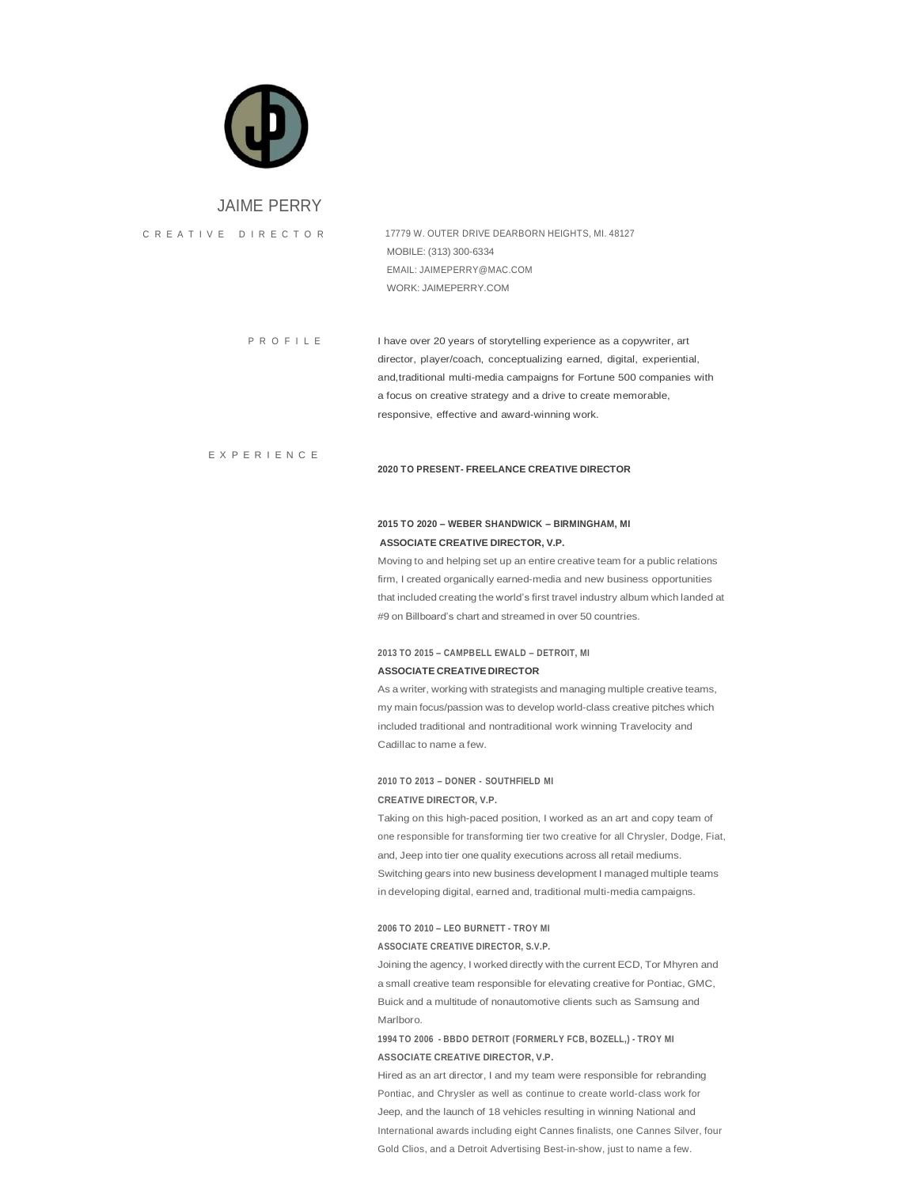# JAIME PERRY

C R E A T I V E   D I R E C T O R

17779 W. OUTER DRIVE DEARBORN HEIGHTS, MI. 48127
MOBILE: (313) 300-6334
EMAIL: JAIMEPERRY@MAC.COM
WORK: JAIMEPERRY.COM

## P R O F I L E

I have over 20 years of storytelling experience as a copywriter, art director, player/coach, conceptualizing earned, digital, experiential, and,traditional multi-media campaigns for Fortune 500 companies with a focus on creative strategy and a drive to create memorable, responsive, effective and award-winning work.

## E X P E R I E N C E

**2020 TO PRESENT- FREELANCE CREATIVE DIRECTOR**

**2015 TO 2020 – WEBER SHANDWICK – BIRMINGHAM, MI**
**ASSOCIATE CREATIVE DIRECTOR, V.P.**
Moving to and helping set up an entire creative team for a public relations firm, I created organically earned-media and new business opportunities that included creating the world's first travel industry album which landed at #9 on Billboard's chart and streamed in over 50 countries.

**2013 TO 2015 – CAMPBELL EWALD – DETROIT, MI**
**ASSOCIATE CREATIVE DIRECTOR**
As a writer, working with strategists and managing multiple creative teams, my main focus/passion was to develop world-class creative pitches which included traditional and nontraditional work winning Travelocity and Cadillac to name a few.

**2010 TO 2013 – DONER - SOUTHFIELD MI**
**CREATIVE DIRECTOR, V.P.**
Taking on this high-paced position, I worked as an art and copy team of one responsible for transforming tier two creative for all Chrysler, Dodge, Fiat, and, Jeep into tier one quality executions across all retail mediums. Switching gears into new business development I managed multiple teams in developing digital, earned and, traditional multi-media campaigns.

**2006 TO 2010 – LEO BURNETT - TROY MI**
**ASSOCIATE CREATIVE DIRECTOR, S.V.P.**
Joining the agency, I worked directly with the current ECD, Tor Mhyren and a small creative team responsible for elevating creative for Pontiac, GMC, Buick and a multitude of nonautomotive clients such as Samsung and Marlboro.

**1994 TO 2006 - BBDO DETROIT (FORMERLY FCB, BOZELL,) - TROY MI**
**ASSOCIATE CREATIVE DIRECTOR, V.P.**
Hired as an art director, I and my team were responsible for rebranding Pontiac, and Chrysler as well as continue to create world-class work for Jeep, and the launch of 18 vehicles resulting in winning National and International awards including eight Cannes finalists, one Cannes Silver, four Gold Clios, and a Detroit Advertising Best-in-show, just to name a few.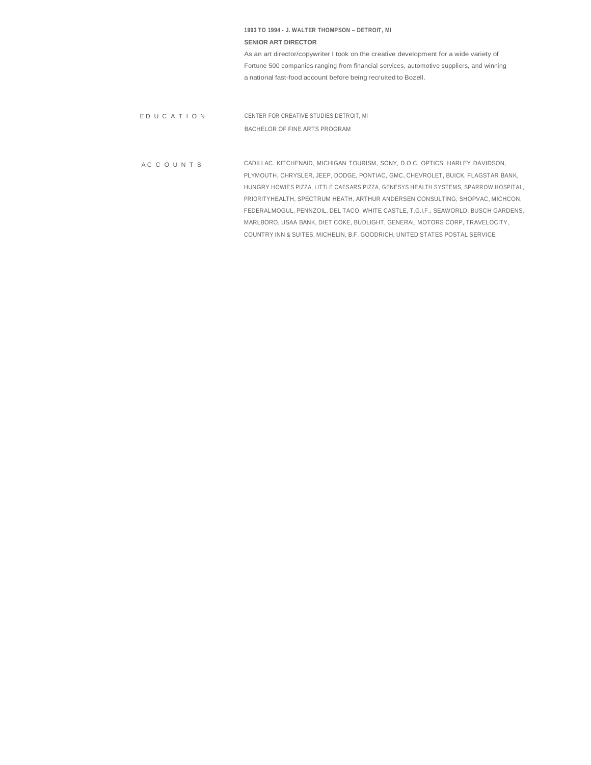**1993 TO 1994 - J. WALTER THOMPSON – DETROIT, MI**

**SENIOR ART DIRECTOR**

As an art director/copywriter I took on the creative development for a wide variety of Fortune 500 companies ranging from financial services, automotive suppliers, and winning a national fast-food account before being recruited to Bozell.

## EDUCATION

CENTER FOR CREATIVE STUDIES DETROIT, MI

BACHELOR OF FINE ARTS PROGRAM

## ACCOUNTS

CADILLAC. KITCHENAID, MICHIGAN TOURISM, SONY, D.O.C. OPTICS, HARLEY DAVIDSON, PLYMOUTH, CHRYSLER, JEEP, DODGE, PONTIAC, GMC, CHEVROLET, BUICK, FLAGSTAR BANK, HUNGRY HOWIES PIZZA, LITTLE CAESARS PIZZA, GENESYS HEALTH SYSTEMS, SPARROW HOSPITAL, PRIORITYHEALTH, SPECTRUM HEATH, ARTHUR ANDERSEN CONSULTING, SHOPVAC, MICHCON, FEDERALMOGUL, PENNZOIL, DEL TACO, WHITE CASTLE, T.G.I.F., SEAWORLD, BUSCH GARDENS, MARLBORO, USAA BANK, DIET COKE, BUDLIGHT, GENERAL MOTORS CORP, TRAVELOCITY, COUNTRY INN & SUITES, MICHELIN, B.F. GOODRICH, UNITED STATES POSTAL SERVICE